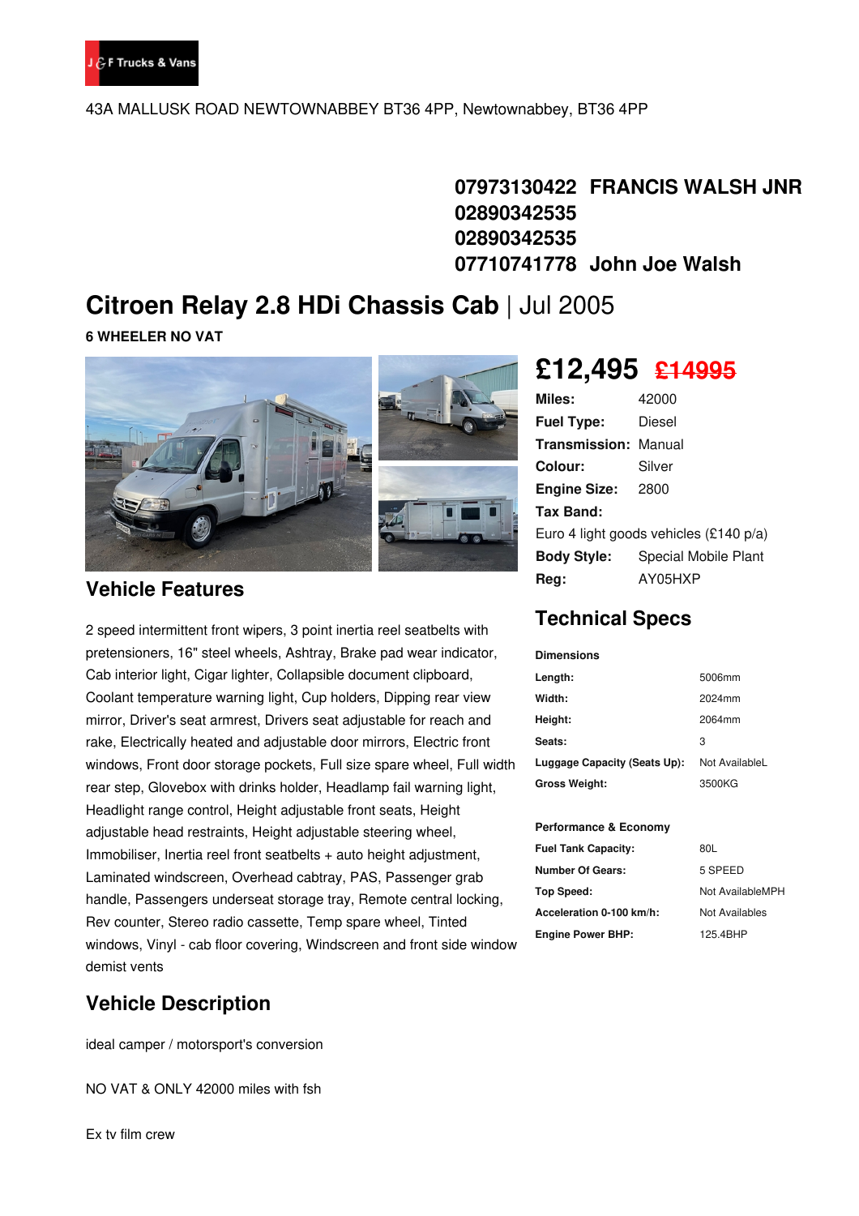J & F Trucks & Vans

43A MALLUSK ROAD NEWTOWNABBEY BT36 4PP, Newtownabbey, BT36 4PP

**07973130422 FRANCIS WALSH JNR**
**02890342535**
**02890342535**
**07710741778 John Joe Walsh**

# Citroen Relay 2.8 HDi Chassis Cab | Jul 2005

**6 WHEELER NO VAT**

## £12,495 ~~£14995~~

| | |
|---|---|
| **Miles:** | 42000 |
| **Fuel Type:** | Diesel |
| **Transmission:** | Manual |
| **Colour:** | Silver |
| **Engine Size:** | 2800 |
| **Tax Band:** | Euro 4 light goods vehicles (£140 p/a) |
| **Body Style:** | Special Mobile Plant |
| **Reg:** | AY05HXP |

## Vehicle Features

2 speed intermittent front wipers, 3 point inertia reel seatbelts with pretensioners, 16" steel wheels, Ashtray, Brake pad wear indicator, Cab interior light, Cigar lighter, Collapsible document clipboard, Coolant temperature warning light, Cup holders, Dipping rear view mirror, Driver's seat armrest, Drivers seat adjustable for reach and rake, Electrically heated and adjustable door mirrors, Electric front windows, Front door storage pockets, Full size spare wheel, Full width rear step, Glovebox with drinks holder, Headlamp fail warning light, Headlight range control, Height adjustable front seats, Height adjustable head restraints, Height adjustable steering wheel, Immobiliser, Inertia reel front seatbelts + auto height adjustment, Laminated windscreen, Overhead cabtray, PAS, Passenger grab handle, Passengers underseat storage tray, Remote central locking, Rev counter, Stereo radio cassette, Temp spare wheel, Tinted windows, Vinyl - cab floor covering, Windscreen and front side window demist vents

## Technical Specs

**Dimensions**

| | |
|---|---|
| **Length:** | 5006mm |
| **Width:** | 2024mm |
| **Height:** | 2064mm |
| **Seats:** | 3 |
| **Luggage Capacity (Seats Up):** | Not AvailableL |
| **Gross Weight:** | 3500KG |

**Performance & Economy**

| | |
|---|---|
| **Fuel Tank Capacity:** | 80L |
| **Number Of Gears:** | 5 SPEED |
| **Top Speed:** | Not AvailableMPH |
| **Acceleration 0-100 km/h:** | Not Availables |
| **Engine Power BHP:** | 125.4BHP |

## Vehicle Description

ideal camper / motorsport's conversion

NO VAT & ONLY 42000 miles with fsh

Ex tv film crew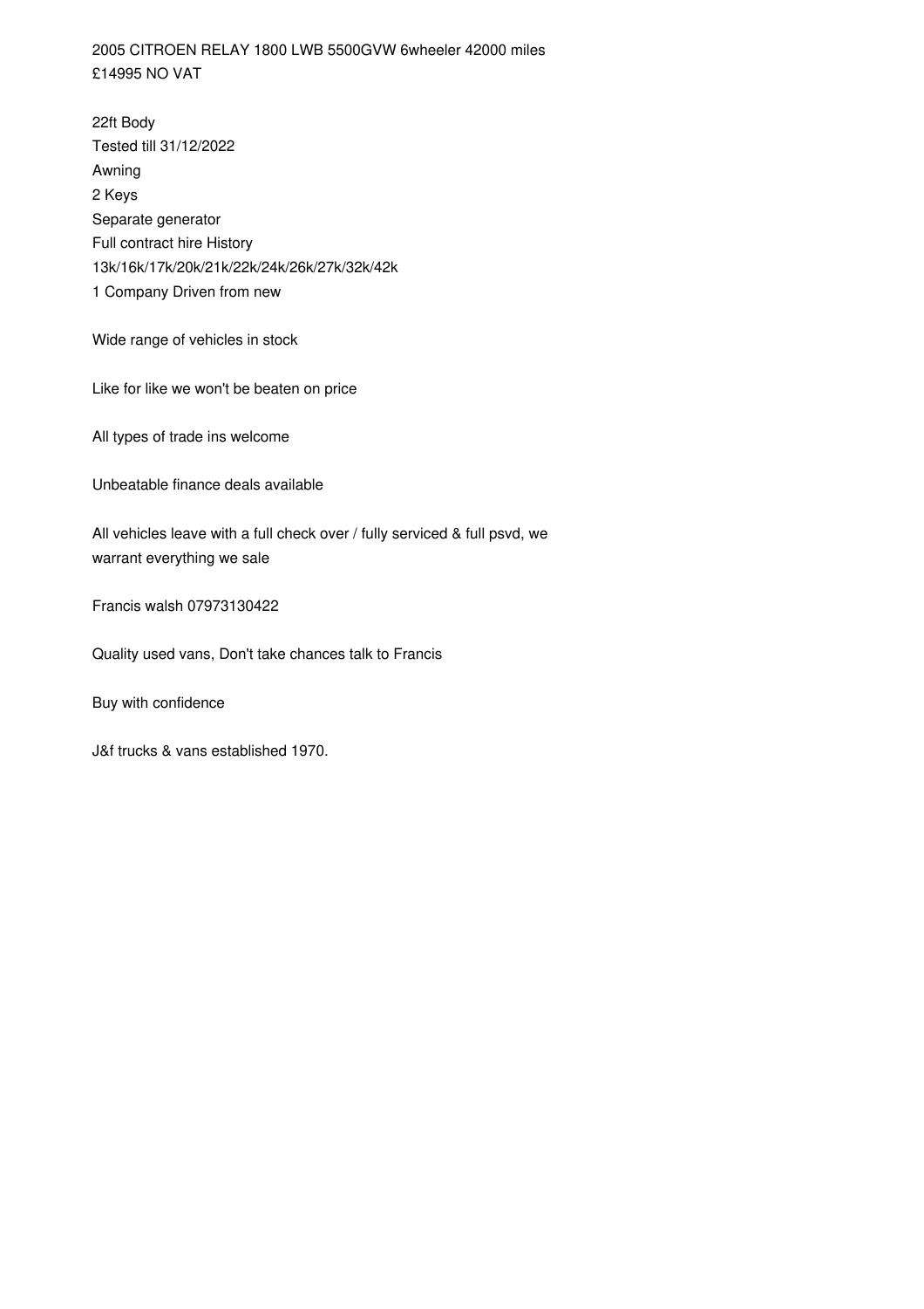2005 CITROEN RELAY 1800 LWB 5500GVW 6wheeler 42000 miles
£14995 NO VAT

22ft Body
Tested till 31/12/2022
Awning
2 Keys
Separate generator
Full contract hire History
13k/16k/17k/20k/21k/22k/24k/26k/27k/32k/42k
1 Company Driven from new

Wide range of vehicles in stock

Like for like we won't be beaten on price

All types of trade ins welcome

Unbeatable finance deals available

All vehicles leave with a full check over / fully serviced & full psvd, we warrant everything we sale

Francis walsh 07973130422

Quality used vans, Don't take chances talk to Francis

Buy with confidence

J&f trucks & vans established 1970.